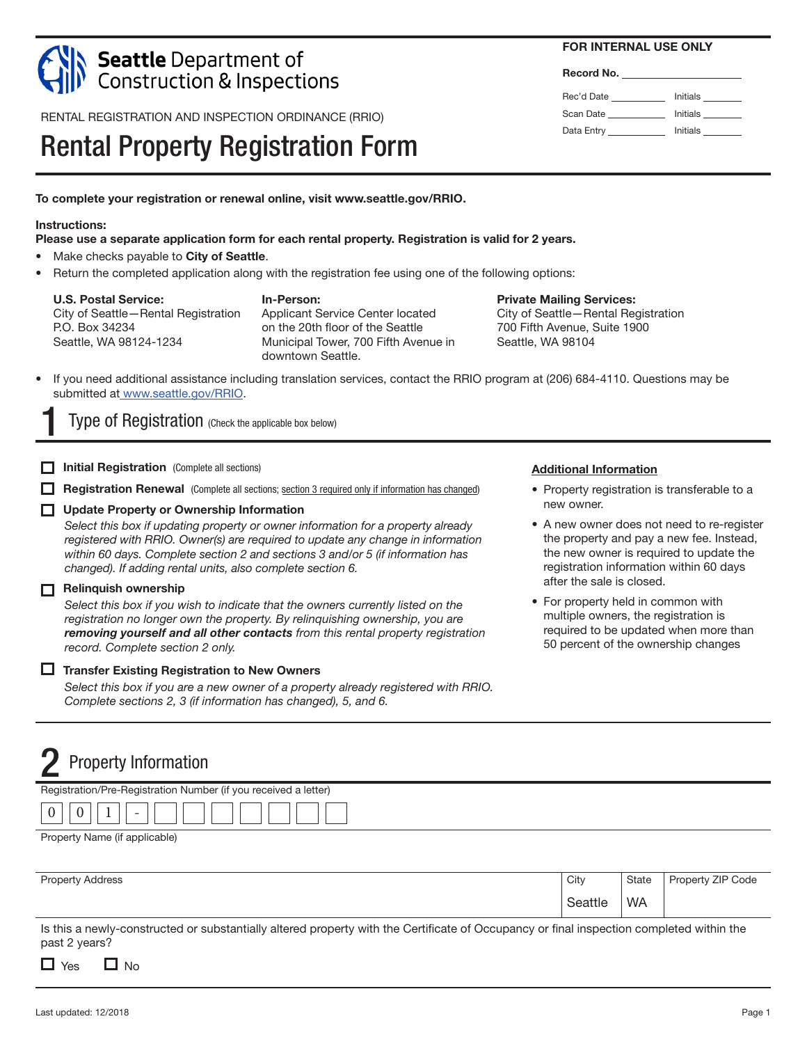**Seattle** Department of Construction & Inspections

**FOR INTERNAL USE ONLY**

**Record No.** ____________

Rec'd Date ________ Initials ______
Scan Date ________ Initials ______
Data Entry ________ Initials ______

RENTAL REGISTRATION AND INSPECTION ORDINANCE (RRIO)

# Rental Property Registration Form

**To complete your registration or renewal online, visit www.seattle.gov/RRIO.**

**Instructions:**
**Please use a separate application form for each rental property. Registration is valid for 2 years.**

- Make checks payable to **City of Seattle**.
- Return the completed application along with the registration fee using one of the following options:

**U.S. Postal Service:**
City of Seattle—Rental Registration
P.O. Box 34234
Seattle, WA 98124-1234

**In-Person:**
Applicant Service Center located on the 20th floor of the Seattle Municipal Tower, 700 Fifth Avenue in downtown Seattle.

**Private Mailing Services:**
City of Seattle—Rental Registration
700 Fifth Avenue, Suite 1900
Seattle, WA 98104

- If you need additional assistance including translation services, contact the RRIO program at (206) 684-4110. Questions may be submitted at www.seattle.gov/RRIO.

## 1 Type of Registration (Check the applicable box below)

☐ **Initial Registration** (Complete all sections)

☐ **Registration Renewal** (Complete all sections; section 3 required only if information has changed)

☐ **Update Property or Ownership Information**
*Select this box if updating property or owner information for a property already registered with RRIO. Owner(s) are required to update any change in information within 60 days. Complete section 2 and sections 3 and/or 5 (if information has changed). If adding rental units, also complete section 6.*

☐ **Relinquish ownership**
*Select this box if you wish to indicate that the owners currently listed on the registration no longer own the property. By relinquishing ownership, you are **removing yourself and all other contacts** from this rental property registration record. Complete section 2 only.*

☐ **Transfer Existing Registration to New Owners**
*Select this box if you are a new owner of a property already registered with RRIO. Complete sections 2, 3 (if information has changed), 5, and 6.*

**Additional Information**

- Property registration is transferable to a new owner.
- A new owner does not need to re-register the property and pay a new fee. Instead, the new owner is required to update the registration information within 60 days after the sale is closed.
- For property held in common with multiple owners, the registration is required to be updated when more than 50 percent of the ownership changes

## 2 Property Information

Registration/Pre-Registration Number (if you received a letter)

0 0 1 - ☐ ☐ ☐ ☐ ☐ ☐ ☐

Property Name (if applicable)

| Property Address | City | State | Property ZIP Code |
|---|---|---|---|
| | Seattle | WA | |

Is this a newly-constructed or substantially altered property with the Certificate of Occupancy or final inspection completed within the past 2 years?

☐ Yes ☐ No

Last updated: 12/2018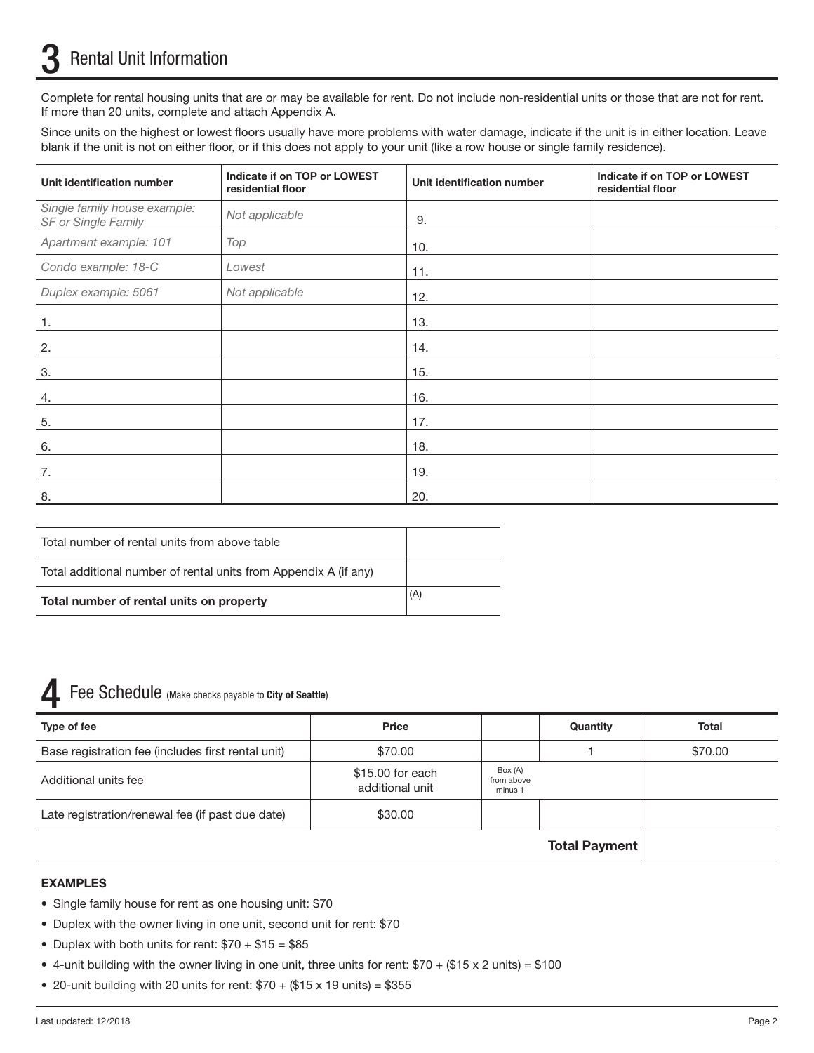## 3 Rental Unit Information

Complete for rental housing units that are or may be available for rent. Do not include non-residential units or those that are not for rent. If more than 20 units, complete and attach Appendix A.

Since units on the highest or lowest floors usually have more problems with water damage, indicate if the unit is in either location. Leave blank if the unit is not on either floor, or if this does not apply to your unit (like a row house or single family residence).

| Unit identification number | Indicate if on TOP or LOWEST residential floor | Unit identification number | Indicate if on TOP or LOWEST residential floor |
|---|---|---|---|
| *Single family house example: SF or Single Family* | *Not applicable* | 9. | |
| *Apartment example: 101* | *Top* | 10. | |
| *Condo example: 18-C* | *Lowest* | 11. | |
| *Duplex example: 5061* | *Not applicable* | 12. | |
| 1. | | 13. | |
| 2. | | 14. | |
| 3. | | 15. | |
| 4. | | 16. | |
| 5. | | 17. | |
| 6. | | 18. | |
| 7. | | 19. | |
| 8. | | 20. | |

| | |
|---|---|
| Total number of rental units from above table | |
| Total additional number of rental units from Appendix A (if any) | |
| **Total number of rental units on property** | (A) |

## 4 Fee Schedule (Make checks payable to **City of Seattle**)

| Type of fee | Price | | Quantity | Total |
|---|---|---|---|---|
| Base registration fee (includes first rental unit) | $70.00 | | 1 | $70.00 |
| Additional units fee | $15.00 for each additional unit | Box (A) from above minus 1 | | |
| Late registration/renewal fee (if past due date) | $30.00 | | | |
| | | | **Total Payment** | |

**EXAMPLES**

- Single family house for rent as one housing unit: $70
- Duplex with the owner living in one unit, second unit for rent: $70
- Duplex with both units for rent: $70 + $15 = $85
- 4-unit building with the owner living in one unit, three units for rent: $70 + ($15 x 2 units) = $100
- 20-unit building with 20 units for rent: $70 + ($15 x 19 units) = $355

Last updated: 12/2018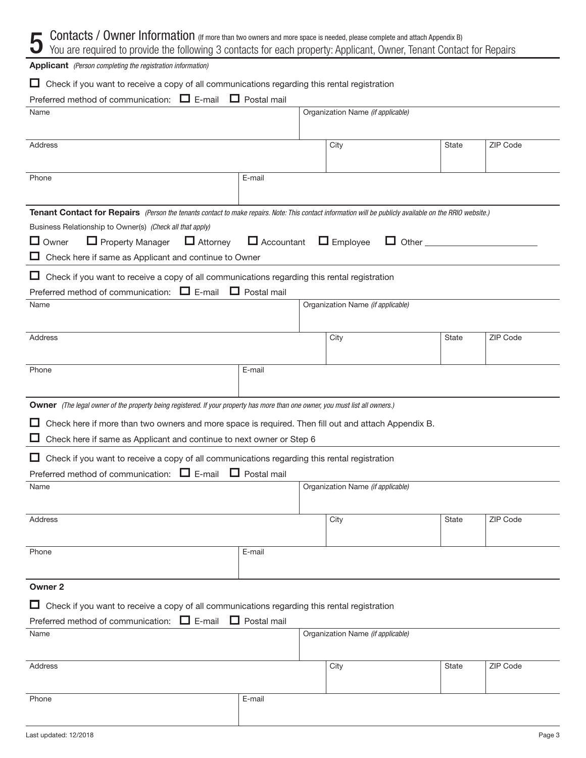# 5 Contacts / Owner Information *(If more than two owners and more space is needed, please complete and attach Appendix B)*

You are required to provide the following 3 contacts for each property: Applicant, Owner, Tenant Contact for Repairs

**Applicant** *(Person completing the registration information)*

☐ Check if you want to receive a copy of all communications regarding this rental registration

Preferred method of communication: ☐ E-mail ☐ Postal mail

| Name | | Organization Name *(if applicable)* | | |
|---|---|---|---|---|
| | | | | |
| **Address** | | **City** | **State** | **ZIP Code** |
| | | | | |
| **Phone** | **E-mail** | | | |
| | | | | |

**Tenant Contact for Repairs** *(Person the tenants contact to make repairs. Note: This contact information will be publicly available on the RRIO website.)*

Business Relationship to Owner(s) *(Check all that apply)*

☐ Owner ☐ Property Manager ☐ Attorney ☐ Accountant ☐ Employee ☐ Other ____________________

☐ Check here if same as Applicant and continue to Owner

☐ Check if you want to receive a copy of all communications regarding this rental registration

Preferred method of communication: ☐ E-mail ☐ Postal mail

| Name | | Organization Name *(if applicable)* | | |
|---|---|---|---|---|
| | | | | |
| **Address** | | **City** | **State** | **ZIP Code** |
| | | | | |
| **Phone** | **E-mail** | | | |
| | | | | |

**Owner** *(The legal owner of the property being registered. If your property has more than one owner, you must list all owners.)*

☐ Check here if more than two owners and more space is required. Then fill out and attach Appendix B.

☐ Check here if same as Applicant and continue to next owner or Step 6

☐ Check if you want to receive a copy of all communications regarding this rental registration

Preferred method of communication: ☐ E-mail ☐ Postal mail

| Name | | Organization Name *(if applicable)* | | |
|---|---|---|---|---|
| | | | | |
| **Address** | | **City** | **State** | **ZIP Code** |
| | | | | |
| **Phone** | **E-mail** | | | |
| | | | | |

**Owner 2**

☐ Check if you want to receive a copy of all communications regarding this rental registration

Preferred method of communication: ☐ E-mail ☐ Postal mail

| Name | | Organization Name *(if applicable)* | | |
|---|---|---|---|---|
| | | | | |
| **Address** | | **City** | **State** | **ZIP Code** |
| | | | | |
| **Phone** | **E-mail** | | | |
| | | | | |

Last updated: 12/2018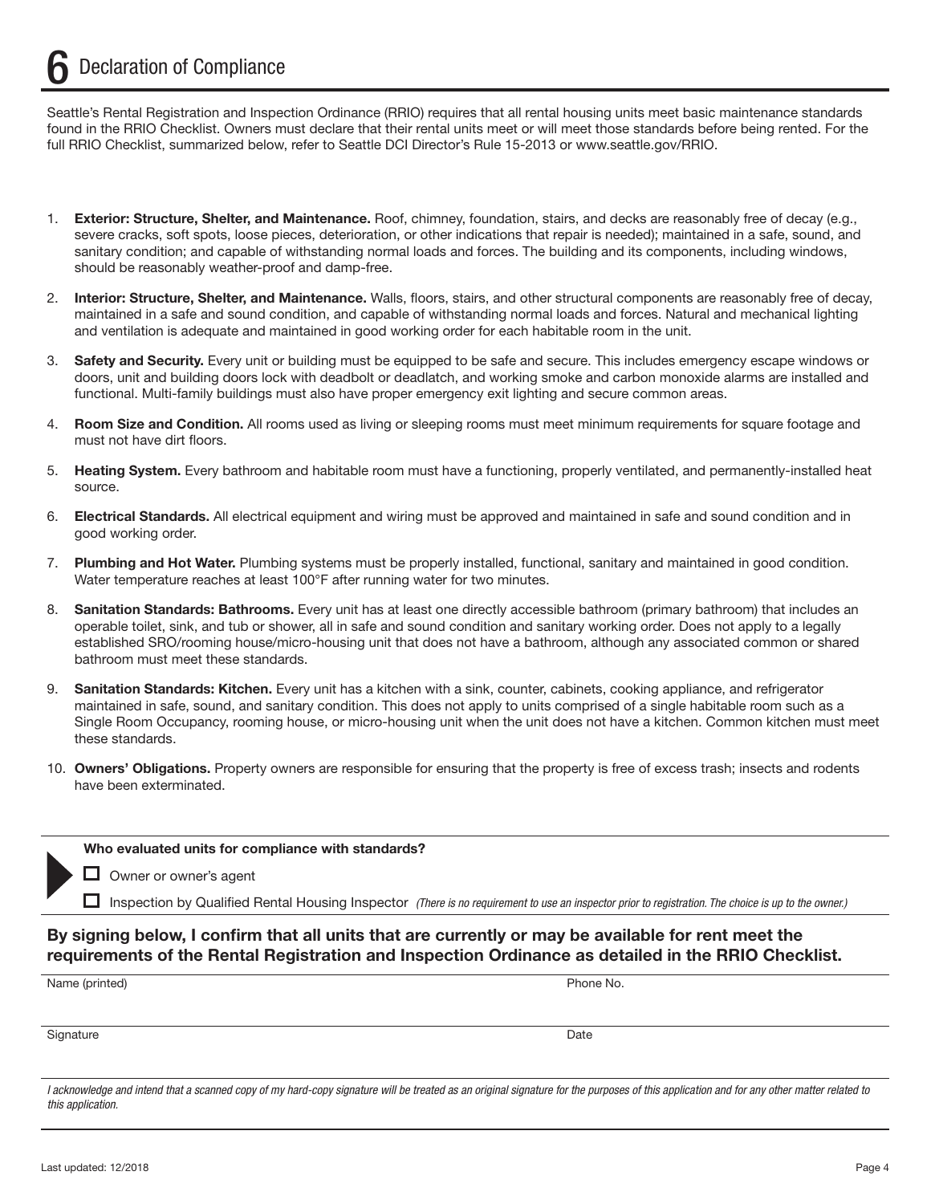# 6 Declaration of Compliance

Seattle's Rental Registration and Inspection Ordinance (RRIO) requires that all rental housing units meet basic maintenance standards found in the RRIO Checklist. Owners must declare that their rental units meet or will meet those standards before being rented. For the full RRIO Checklist, summarized below, refer to Seattle DCI Director's Rule 15-2013 or www.seattle.gov/RRIO.

1. **Exterior: Structure, Shelter, and Maintenance.** Roof, chimney, foundation, stairs, and decks are reasonably free of decay (e.g., severe cracks, soft spots, loose pieces, deterioration, or other indications that repair is needed); maintained in a safe, sound, and sanitary condition; and capable of withstanding normal loads and forces. The building and its components, including windows, should be reasonably weather-proof and damp-free.
2. **Interior: Structure, Shelter, and Maintenance.** Walls, floors, stairs, and other structural components are reasonably free of decay, maintained in a safe and sound condition, and capable of withstanding normal loads and forces. Natural and mechanical lighting and ventilation is adequate and maintained in good working order for each habitable room in the unit.
3. **Safety and Security.** Every unit or building must be equipped to be safe and secure. This includes emergency escape windows or doors, unit and building doors lock with deadbolt or deadlatch, and working smoke and carbon monoxide alarms are installed and functional. Multi-family buildings must also have proper emergency exit lighting and secure common areas.
4. **Room Size and Condition.** All rooms used as living or sleeping rooms must meet minimum requirements for square footage and must not have dirt floors.
5. **Heating System.** Every bathroom and habitable room must have a functioning, properly ventilated, and permanently-installed heat source.
6. **Electrical Standards.** All electrical equipment and wiring must be approved and maintained in safe and sound condition and in good working order.
7. **Plumbing and Hot Water.** Plumbing systems must be properly installed, functional, sanitary and maintained in good condition. Water temperature reaches at least 100°F after running water for two minutes.
8. **Sanitation Standards: Bathrooms.** Every unit has at least one directly accessible bathroom (primary bathroom) that includes an operable toilet, sink, and tub or shower, all in safe and sound condition and sanitary working order. Does not apply to a legally established SRO/rooming house/micro-housing unit that does not have a bathroom, although any associated common or shared bathroom must meet these standards.
9. **Sanitation Standards: Kitchen.** Every unit has a kitchen with a sink, counter, cabinets, cooking appliance, and refrigerator maintained in safe, sound, and sanitary condition. This does not apply to units comprised of a single habitable room such as a Single Room Occupancy, rooming house, or micro-housing unit when the unit does not have a kitchen. Common kitchen must meet these standards.
10. **Owners' Obligations.** Property owners are responsible for ensuring that the property is free of excess trash; insects and rodents have been exterminated.

**Who evaluated units for compliance with standards?**

- ☐ Owner or owner's agent
- ☐ Inspection by Qualified Rental Housing Inspector *(There is no requirement to use an inspector prior to registration. The choice is up to the owner.)*

**By signing below, I confirm that all units that are currently or may be available for rent meet the requirements of the Rental Registration and Inspection Ordinance as detailed in the RRIO Checklist.**

| Name (printed) | Phone No. |
| --- | --- |
| | |
| **Signature** | **Date** |
| | |

*I acknowledge and intend that a scanned copy of my hard-copy signature will be treated as an original signature for the purposes of this application and for any other matter related to this application.*

Last updated: 12/2018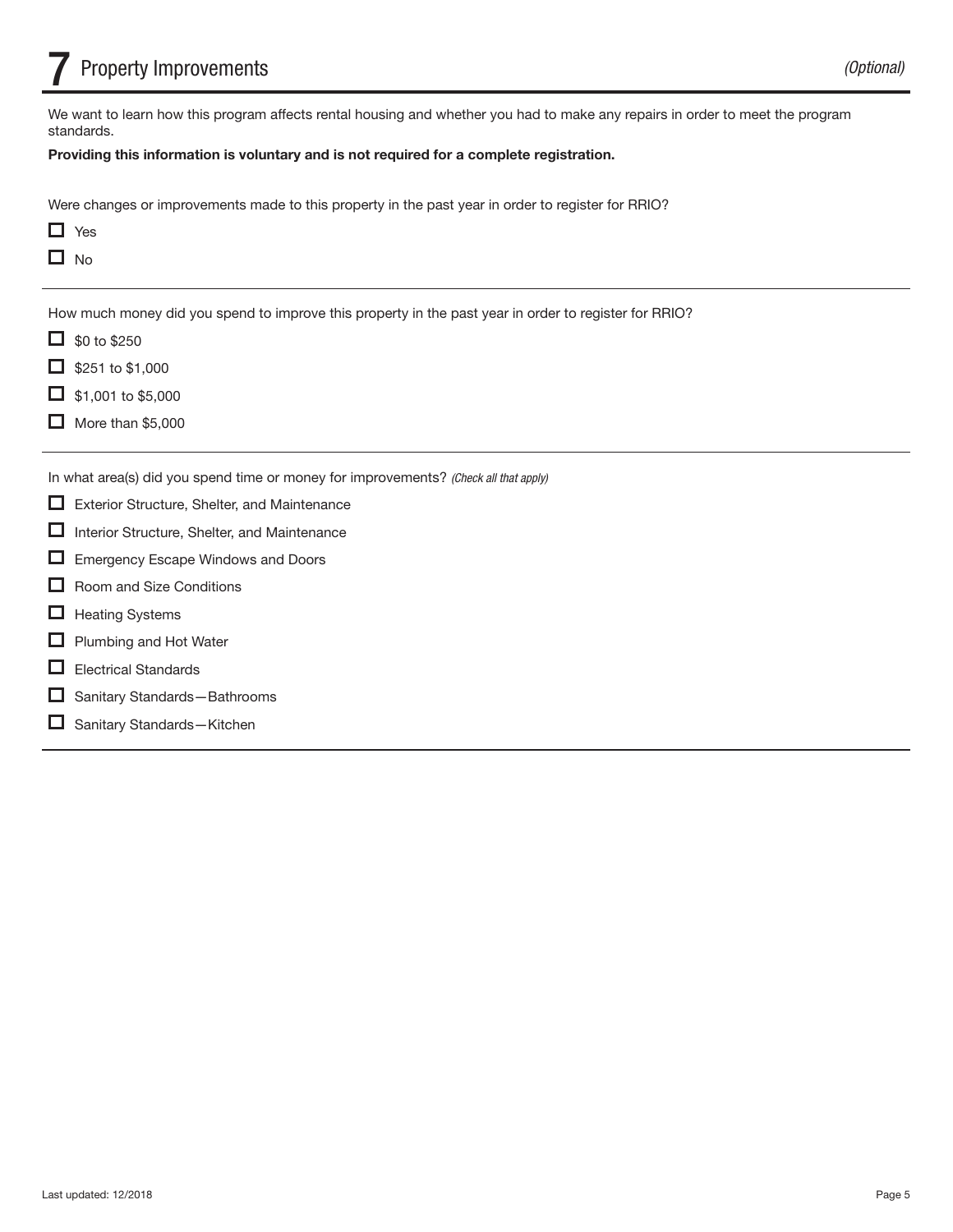# 7 Property Improvements *(Optional)*

We want to learn how this program affects rental housing and whether you had to make any repairs in order to meet the program standards.

**Providing this information is voluntary and is not required for a complete registration.**

Were changes or improvements made to this property in the past year in order to register for RRIO?

- ☐ Yes
- ☐ No

---

How much money did you spend to improve this property in the past year in order to register for RRIO?

- ☐ $0 to $250
- ☐ $251 to $1,000
- ☐ $1,001 to $5,000
- ☐ More than $5,000

---

In what area(s) did you spend time or money for improvements? *(Check all that apply)*

- ☐ Exterior Structure, Shelter, and Maintenance
- ☐ Interior Structure, Shelter, and Maintenance
- ☐ Emergency Escape Windows and Doors
- ☐ Room and Size Conditions
- ☐ Heating Systems
- ☐ Plumbing and Hot Water
- ☐ Electrical Standards
- ☐ Sanitary Standards—Bathrooms
- ☐ Sanitary Standards—Kitchen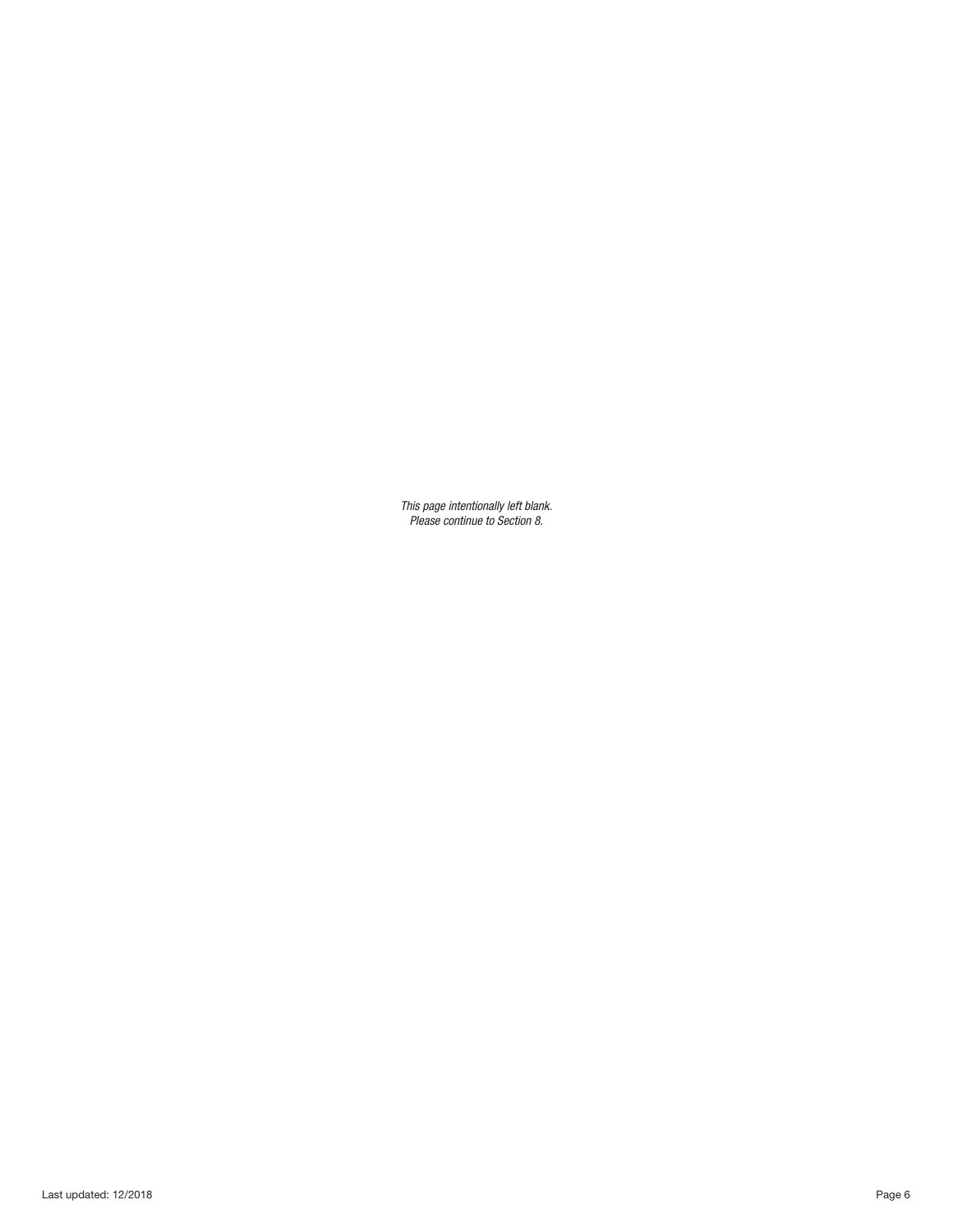*This page intentionally left blank.*
*Please continue to Section 8.*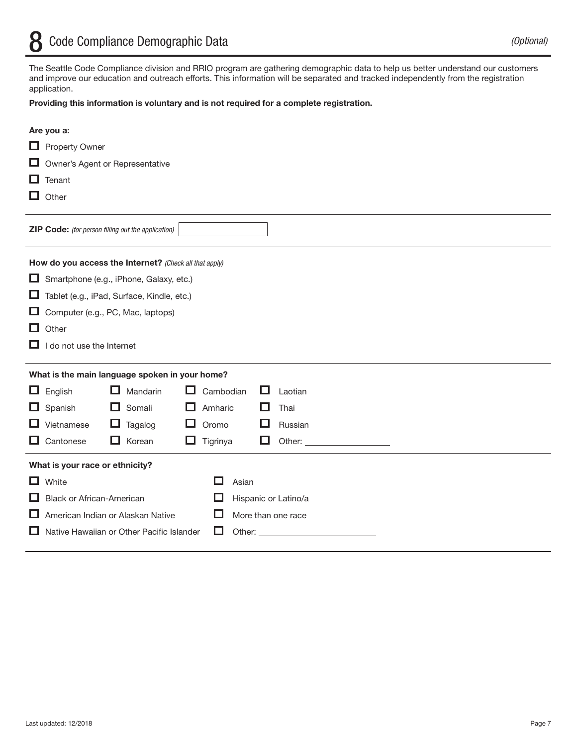# 8 Code Compliance Demographic Data

*(Optional)*

The Seattle Code Compliance division and RRIO program are gathering demographic data to help us better understand our customers and improve our education and outreach efforts. This information will be separated and tracked independently from the registration application.

**Providing this information is voluntary and is not required for a complete registration.**

**Are you a:**

- ☐ Property Owner
- ☐ Owner's Agent or Representative
- ☐ Tenant
- ☐ Other

**ZIP Code:** *(for person filling out the application)* ____________

**How do you access the Internet?** *(Check all that apply)*

- ☐ Smartphone (e.g., iPhone, Galaxy, etc.)
- ☐ Tablet (e.g., iPad, Surface, Kindle, etc.)
- ☐ Computer (e.g., PC, Mac, laptops)
- ☐ Other
- ☐ I do not use the Internet

**What is the main language spoken in your home?**

| | | | |
|---|---|---|---|
| ☐ English | ☐ Mandarin | ☐ Cambodian | ☐ Laotian |
| ☐ Spanish | ☐ Somali | ☐ Amharic | ☐ Thai |
| ☐ Vietnamese | ☐ Tagalog | ☐ Oromo | ☐ Russian |
| ☐ Cantonese | ☐ Korean | ☐ Tigrinya | ☐ Other: ____________ |

**What is your race or ethnicity?**

| | |
|---|---|
| ☐ White | ☐ Asian |
| ☐ Black or African-American | ☐ Hispanic or Latino/a |
| ☐ American Indian or Alaskan Native | ☐ More than one race |
| ☐ Native Hawaiian or Other Pacific Islander | ☐ Other: ____________ |

Last updated: 12/2018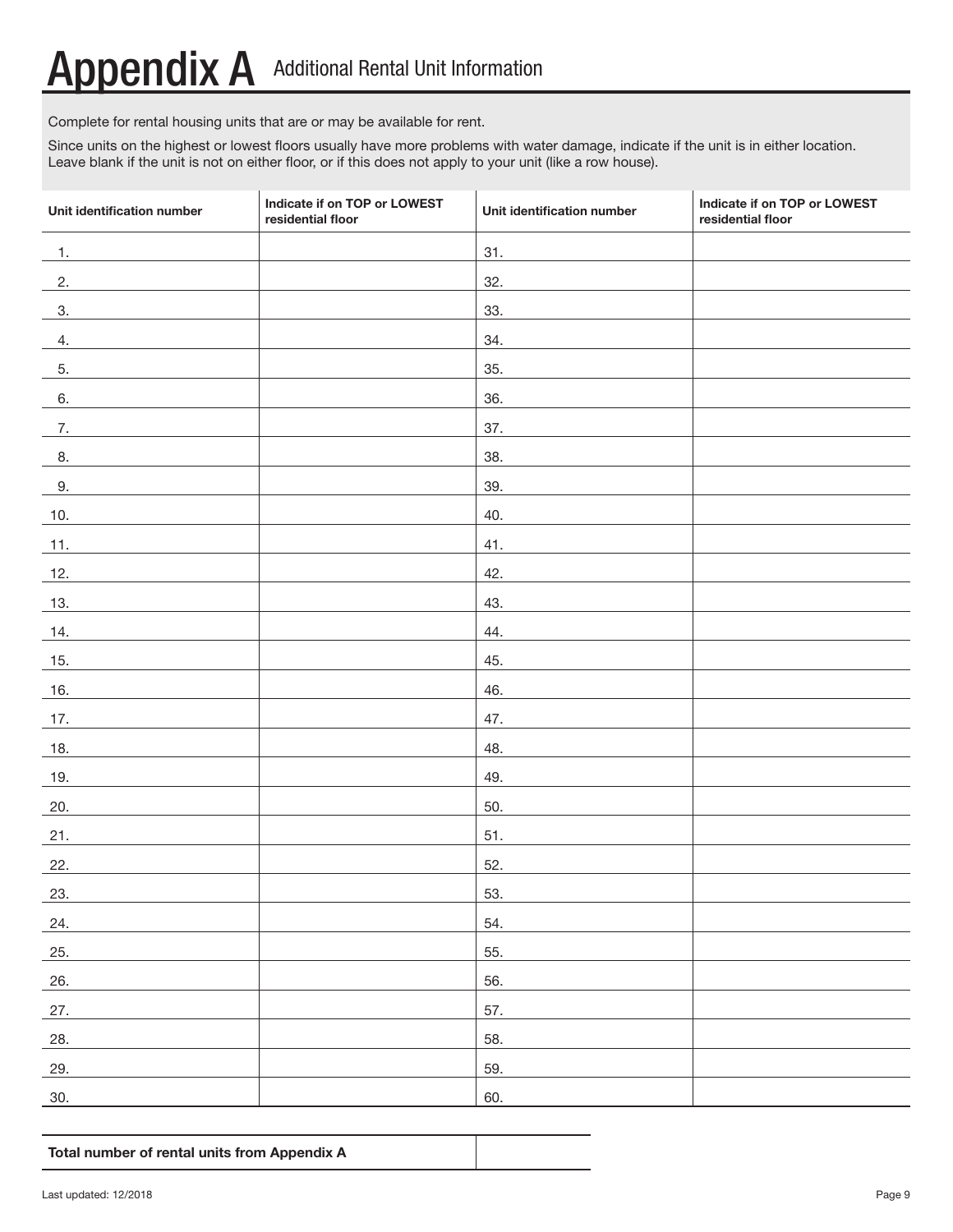# Appendix A Additional Rental Unit Information

Complete for rental housing units that are or may be available for rent.

Since units on the highest or lowest floors usually have more problems with water damage, indicate if the unit is in either location. Leave blank if the unit is not on either floor, or if this does not apply to your unit (like a row house).

| Unit identification number | Indicate if on TOP or LOWEST residential floor | Unit identification number | Indicate if on TOP or LOWEST residential floor |
|---|---|---|---|
| 1. | | 31. | |
| 2. | | 32. | |
| 3. | | 33. | |
| 4. | | 34. | |
| 5. | | 35. | |
| 6. | | 36. | |
| 7. | | 37. | |
| 8. | | 38. | |
| 9. | | 39. | |
| 10. | | 40. | |
| 11. | | 41. | |
| 12. | | 42. | |
| 13. | | 43. | |
| 14. | | 44. | |
| 15. | | 45. | |
| 16. | | 46. | |
| 17. | | 47. | |
| 18. | | 48. | |
| 19. | | 49. | |
| 20. | | 50. | |
| 21. | | 51. | |
| 22. | | 52. | |
| 23. | | 53. | |
| 24. | | 54. | |
| 25. | | 55. | |
| 26. | | 56. | |
| 27. | | 57. | |
| 28. | | 58. | |
| 29. | | 59. | |
| 30. | | 60. | |

| Total number of rental units from Appendix A | |
|---|---|

Last updated: 12/2018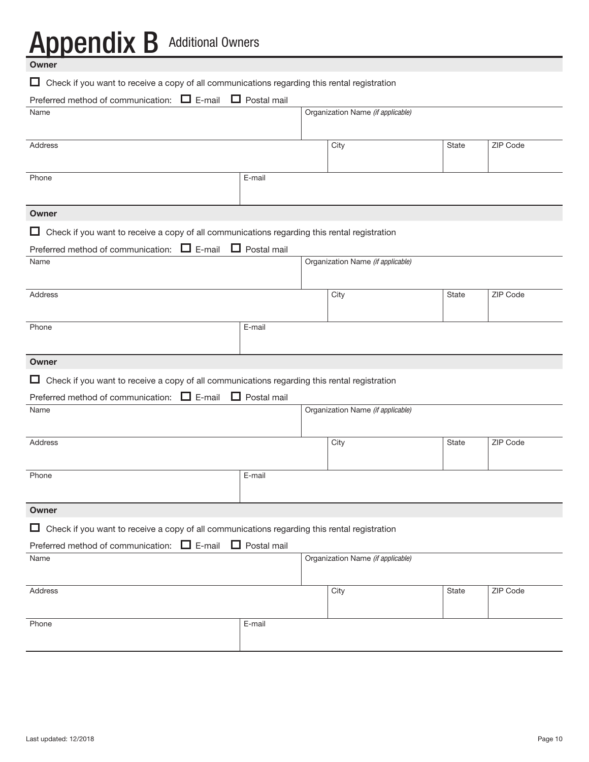# Appendix B Additional Owners

**Owner**

☐ Check if you want to receive a copy of all communications regarding this rental registration

Preferred method of communication: ☐ E-mail ☐ Postal mail

| Name | | Organization Name *(if applicable)* | | |
|---|---|---|---|---|
| **Address** | | **City** | **State** | **ZIP Code** |
| | | | | |
| **Phone** | **E-mail** | | | |
| | | | | |

**Owner**

☐ Check if you want to receive a copy of all communications regarding this rental registration

Preferred method of communication: ☐ E-mail ☐ Postal mail

| Name | | Organization Name *(if applicable)* | | |
|---|---|---|---|---|
| **Address** | | **City** | **State** | **ZIP Code** |
| | | | | |
| **Phone** | **E-mail** | | | |
| | | | | |

**Owner**

☐ Check if you want to receive a copy of all communications regarding this rental registration

Preferred method of communication: ☐ E-mail ☐ Postal mail

| Name | | Organization Name *(if applicable)* | | |
|---|---|---|---|---|
| **Address** | | **City** | **State** | **ZIP Code** |
| | | | | |
| **Phone** | **E-mail** | | | |
| | | | | |

**Owner**

☐ Check if you want to receive a copy of all communications regarding this rental registration

Preferred method of communication: ☐ E-mail ☐ Postal mail

| Name | | Organization Name *(if applicable)* | | |
|---|---|---|---|---|
| **Address** | | **City** | **State** | **ZIP Code** |
| | | | | |
| **Phone** | **E-mail** | | | |
| | | | | |

Last updated: 12/2018